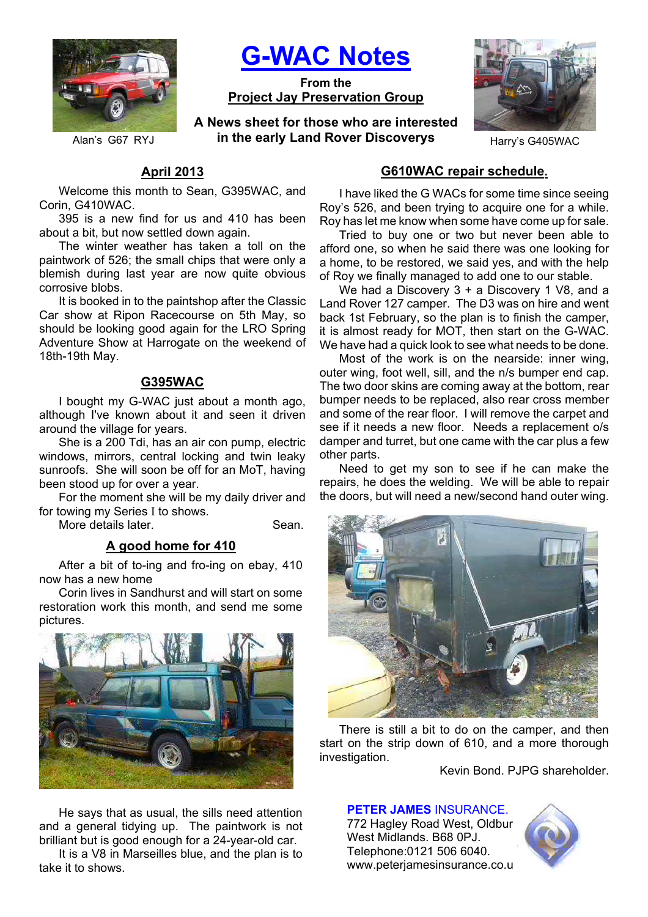Alan's G67 RYJ

# G-WAC Notes

**From the**
**Project Jay Preservation Group**

**A News sheet for those who are interested in the early Land Rover Discoverys**

Harry's G405WAC

## April 2013

Welcome this month to Sean, G395WAC, and Corin, G410WAC.

395 is a new find for us and 410 has been about a bit, but now settled down again.

The winter weather has taken a toll on the paintwork of 526; the small chips that were only a blemish during last year are now quite obvious corrosive blobs.

It is booked in to the paintshop after the Classic Car show at Ripon Racecourse on 5th May, so should be looking good again for the LRO Spring Adventure Show at Harrogate on the weekend of 18th-19th May.

## G395WAC

I bought my G-WAC just about a month ago, although I've known about it and seen it driven around the village for years.

She is a 200 Tdi, has an air con pump, electric windows, mirrors, central locking and twin leaky sunroofs. She will soon be off for an MoT, having been stood up for over a year.

For the moment she will be my daily driver and for towing my Series I to shows.

More details later. Sean.

## A good home for 410

After a bit of to-ing and fro-ing on ebay, 410 now has a new home

Corin lives in Sandhurst and will start on some restoration work this month, and send me some pictures.

He says that as usual, the sills need attention and a general tidying up. The paintwork is not brilliant but is good enough for a 24-year-old car.

It is a V8 in Marseilles blue, and the plan is to take it to shows.

## G610WAC repair schedule.

I have liked the G WACs for some time since seeing Roy's 526, and been trying to acquire one for a while. Roy has let me know when some have come up for sale.

Tried to buy one or two but never been able to afford one, so when he said there was one looking for a home, to be restored, we said yes, and with the help of Roy we finally managed to add one to our stable.

We had a Discovery 3 + a Discovery 1 V8, and a Land Rover 127 camper. The D3 was on hire and went back 1st February, so the plan is to finish the camper, it is almost ready for MOT, then start on the G-WAC. We have had a quick look to see what needs to be done.

Most of the work is on the nearside: inner wing, outer wing, foot well, sill, and the n/s bumper end cap. The two door skins are coming away at the bottom, rear bumper needs to be replaced, also rear cross member and some of the rear floor. I will remove the carpet and see if it needs a new floor. Needs a replacement o/s damper and turret, but one came with the car plus a few other parts.

Need to get my son to see if he can make the repairs, he does the welding. We will be able to repair the doors, but will need a new/second hand outer wing.

There is still a bit to do on the camper, and then start on the strip down of 610, and a more thorough investigation.

Kevin Bond. PJPG shareholder.

**PETER JAMES** INSURANCE.
772 Hagley Road West, Oldbur
West Midlands. B68 0PJ.
Telephone:0121 506 6040.
www.peterjamesinsurance.co.u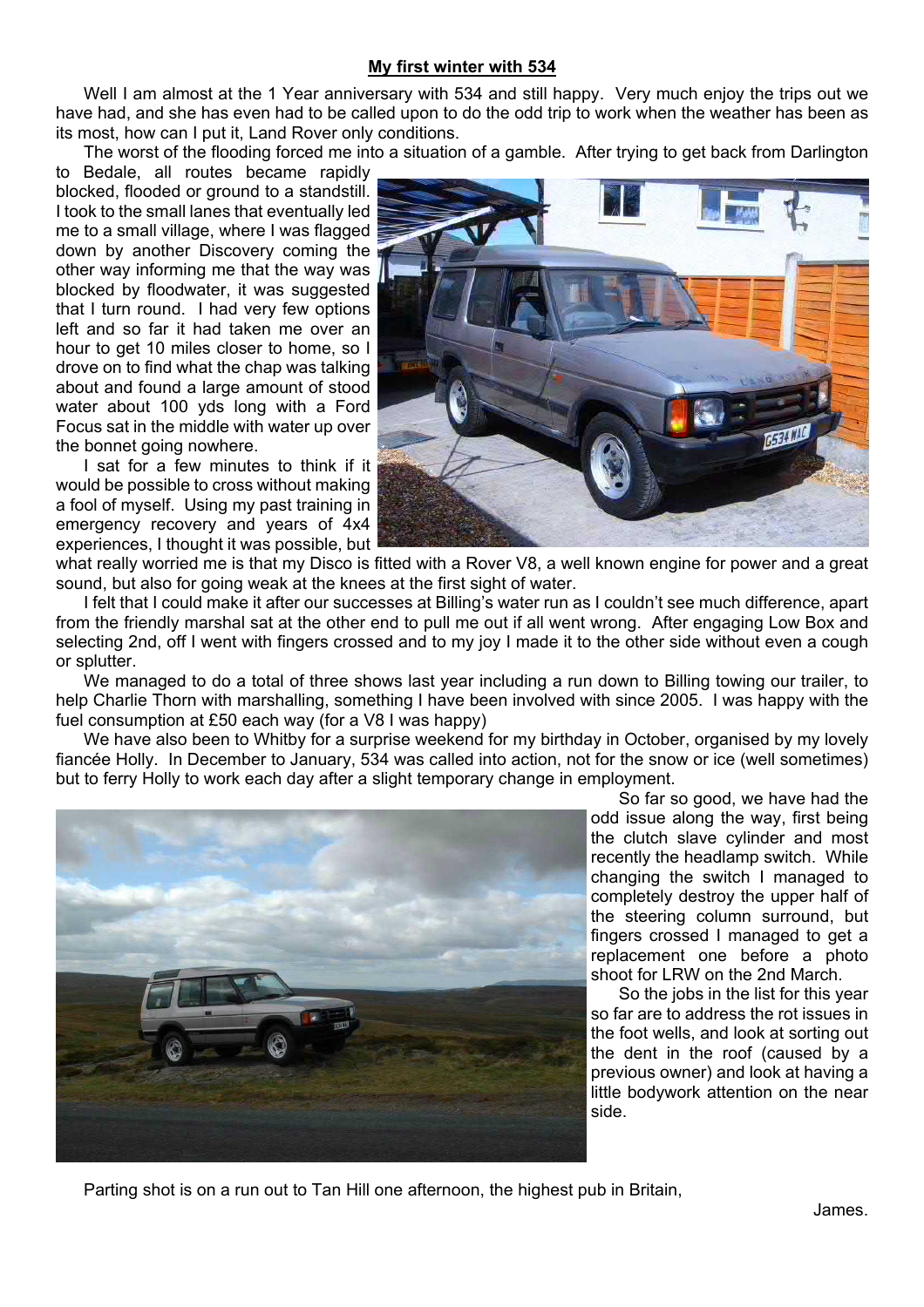## My first winter with 534

Well I am almost at the 1 Year anniversary with 534 and still happy. Very much enjoy the trips out we have had, and she has even had to be called upon to do the odd trip to work when the weather has been as its most, how can I put it, Land Rover only conditions.

The worst of the flooding forced me into a situation of a gamble. After trying to get back from Darlington to Bedale, all routes became rapidly blocked, flooded or ground to a standstill. I took to the small lanes that eventually led me to a small village, where I was flagged down by another Discovery coming the other way informing me that the way was blocked by floodwater, it was suggested that I turn round. I had very few options left and so far it had taken me over an hour to get 10 miles closer to home, so I drove on to find what the chap was talking about and found a large amount of stood water about 100 yds long with a Ford Focus sat in the middle with water up over the bonnet going nowhere.

I sat for a few minutes to think if it would be possible to cross without making a fool of myself. Using my past training in emergency recovery and years of 4x4 experiences, I thought it was possible, but what really worried me is that my Disco is fitted with a Rover V8, a well known engine for power and a great sound, but also for going weak at the knees at the first sight of water.

I felt that I could make it after our successes at Billing's water run as I couldn't see much difference, apart from the friendly marshal sat at the other end to pull me out if all went wrong. After engaging Low Box and selecting 2nd, off I went with fingers crossed and to my joy I made it to the other side without even a cough or splutter.

We managed to do a total of three shows last year including a run down to Billing towing our trailer, to help Charlie Thorn with marshalling, something I have been involved with since 2005. I was happy with the fuel consumption at £50 each way (for a V8 I was happy)

We have also been to Whitby for a surprise weekend for my birthday in October, organised by my lovely fiancée Holly. In December to January, 534 was called into action, not for the snow or ice (well sometimes) but to ferry Holly to work each day after a slight temporary change in employment.

So far so good, we have had the odd issue along the way, first being the clutch slave cylinder and most recently the headlamp switch. While changing the switch I managed to completely destroy the upper half of the steering column surround, but fingers crossed I managed to get a replacement one before a photo shoot for LRW on the 2nd March.

So the jobs in the list for this year so far are to address the rot issues in the foot wells, and look at sorting out the dent in the roof (caused by a previous owner) and look at having a little bodywork attention on the near side.

Parting shot is on a run out to Tan Hill one afternoon, the highest pub in Britain,

James.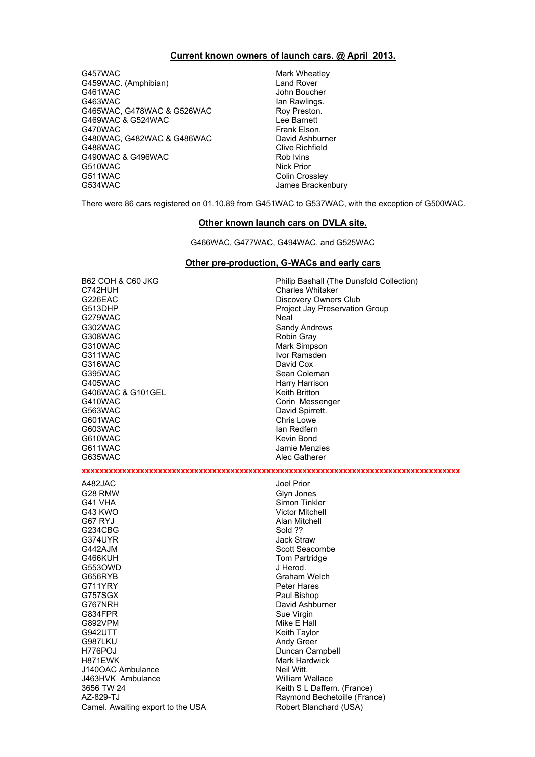## Current known owners of launch cars. @ April 2013.

| | |
|---|---|
| G457WAC | Mark Wheatley |
| G459WAC. (Amphibian) | Land Rover |
| G461WAC | John Boucher |
| G463WAC | Ian Rawlings. |
| G465WAC, G478WAC & G526WAC | Roy Preston. |
| G469WAC & G524WAC | Lee Barnett |
| G470WAC | Frank Elson. |
| G480WAC, G482WAC & G486WAC | David Ashburner |
| G488WAC | Clive Richfield |
| G490WAC & G496WAC | Rob Ivins |
| G510WAC | Nick Prior |
| G511WAC | Colin Crossley |
| G534WAC | James Brackenbury |

There were 86 cars registered on 01.10.89 from G451WAC to G537WAC, with the exception of G500WAC.

## Other known launch cars on DVLA site.

G466WAC, G477WAC, G494WAC, and G525WAC

## Other pre-production, G-WACs and early cars

| | |
|---|---|
| B62 COH & C60 JKG | Philip Bashall (The Dunsfold Collection) |
| C742HUH | Charles Whitaker |
| G226EAC | Discovery Owners Club |
| G513DHP | Project Jay Preservation Group |
| G279WAC | Neal |
| G302WAC | Sandy Andrews |
| G308WAC | Robin Gray |
| G310WAC | Mark Simpson |
| G311WAC | Ivor Ramsden |
| G316WAC | David Cox |
| G395WAC | Sean Coleman |
| G405WAC | Harry Harrison |
| G406WAC & G101GEL | Keith Britton |
| G410WAC | Corin Messenger |
| G563WAC | David Spirrett. |
| G601WAC | Chris Lowe |
| G603WAC | Ian Redfern |
| G610WAC | Kevin Bond |
| G611WAC | Jamie Menzies |
| G635WAC | Alec Gatherer |

xxxxxxxxxxxxxxxxxxxxxxxxxxxxxxxxxxxxxxxxxxxxxxxxxxxxxxxxxxxxxxxxxxxxxxxxxxxxxxxxxx

| | |
|---|---|
| A482JAC | Joel Prior |
| G28 RMW | Glyn Jones |
| G41 VHA | Simon Tinkler |
| G43 KWO | Victor Mitchell |
| G67 RYJ | Alan Mitchell |
| G234CBG | Sold ?? |
| G374UYR | Jack Straw |
| G442AJM | Scott Seacombe |
| G466KUH | Tom Partridge |
| G553OWD | J Herod. |
| G656RYB | Graham Welch |
| G711YRY | Peter Hares |
| G757SGX | Paul Bishop |
| G767NRH | David Ashburner |
| G834FPR | Sue Virgin |
| G892VPM | Mike E Hall |
| G942UTT | Keith Taylor |
| G987LKU | Andy Greer |
| H776POJ | Duncan Campbell |
| H871EWK | Mark Hardwick |
| J140OAC Ambulance | Neil Witt. |
| J463HVK Ambulance | William Wallace |
| 3656 TW 24 | Keith S L Daffern. (France) |
| AZ-829-TJ | Raymond Bechetoille (France) |
| Camel. Awaiting export to the USA | Robert Blanchard (USA) |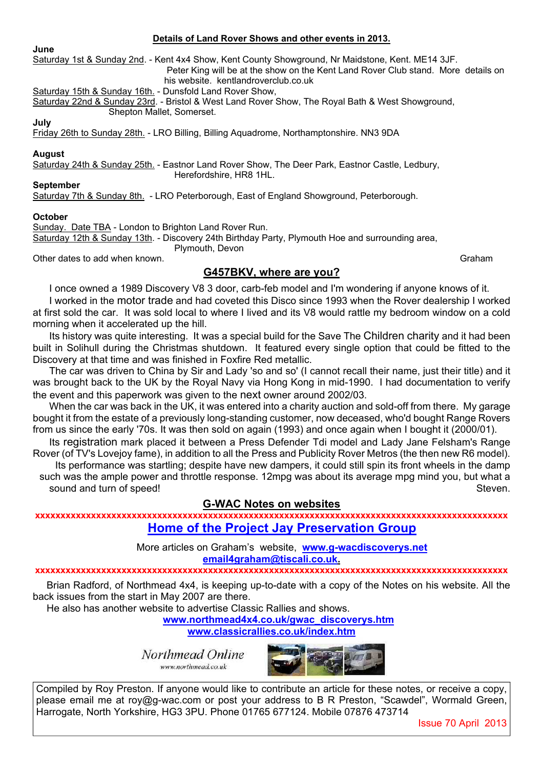## Details of Land Rover Shows and other events in 2013.

**June**

Saturday 1st & Sunday 2nd. - Kent 4x4 Show, Kent County Showground, Nr Maidstone, Kent. ME14 3JF. Peter King will be at the show on the Kent Land Rover Club stand. More details on his website. kentlandroverclub.co.uk

Saturday 15th & Sunday 16th. - Dunsfold Land Rover Show,

Saturday 22nd & Sunday 23rd. - Bristol & West Land Rover Show, The Royal Bath & West Showground, Shepton Mallet, Somerset.

**July**

Friday 26th to Sunday 28th. - LRO Billing, Billing Aquadrome, Northamptonshire. NN3 9DA

**August**

Saturday 24th & Sunday 25th. - Eastnor Land Rover Show, The Deer Park, Eastnor Castle, Ledbury, Herefordshire, HR8 1HL.

**September**

Saturday 7th & Sunday 8th. - LRO Peterborough, East of England Showground, Peterborough.

**October**

Sunday. Date TBA - London to Brighton Land Rover Run.

Saturday 12th & Sunday 13th. - Discovery 24th Birthday Party, Plymouth Hoe and surrounding area, Plymouth, Devon

Other dates to add when known.

Graham

## G457BKV, where are you?

I once owned a 1989 Discovery V8 3 door, carb-feb model and I'm wondering if anyone knows of it.

I worked in the motor trade and had coveted this Disco since 1993 when the Rover dealership I worked at first sold the car. It was sold local to where I lived and its V8 would rattle my bedroom window on a cold morning when it accelerated up the hill.

Its history was quite interesting. It was a special build for the Save The Children charity and it had been built in Solihull during the Christmas shutdown. It featured every single option that could be fitted to the Discovery at that time and was finished in Foxfire Red metallic.

The car was driven to China by Sir and Lady 'so and so' (I cannot recall their name, just their title) and it was brought back to the UK by the Royal Navy via Hong Kong in mid-1990. I had documentation to verify the event and this paperwork was given to the next owner around 2002/03.

When the car was back in the UK, it was entered into a charity auction and sold-off from there. My garage bought it from the estate of a previously long-standing customer, now deceased, who'd bought Range Rovers from us since the early '70s. It was then sold on again (1993) and once again when I bought it (2000/01).

Its registration mark placed it between a Press Defender Tdi model and Lady Jane Felsham's Range Rover (of TV's Lovejoy fame), in addition to all the Press and Publicity Rover Metros (the then new R6 model).

Its performance was startling; despite have new dampers, it could still spin its front wheels in the damp such was the ample power and throttle response. 12mpg was about its average mpg mind you, but what a sound and turn of speed!

Steven.

## G-WAC Notes on websites

xxxxxxxxxxxxxxxxxxxxxxxxxxxxxxxxxxxxxxxxxxxxxxxxxxxxxxxxxxxxxxxxxxxxxxxxxxxxxxxxxxxxxxxxxx

## Home of the Project Jay Preservation Group

More articles on Graham's website, **www.g-wacdiscoverys.net**

**email4graham@tiscali.co.uk.**

xxxxxxxxxxxxxxxxxxxxxxxxxxxxxxxxxxxxxxxxxxxxxxxxxxxxxxxxxxxxxxxxxxxxxxxxxxxxxxxxxxxxxxxxxx

Brian Radford, of Northmead 4x4, is keeping up-to-date with a copy of the Notes on his website. All the back issues from the start in May 2007 are there.

He also has another website to advertise Classic Rallies and shows.

**www.northmead4x4.co.uk/gwac_discoverys.htm**

**www.classicrallies.co.uk/index.htm**

Northmead Online
www.northmead.co.uk

Compiled by Roy Preston. If anyone would like to contribute an article for these notes, or receive a copy, please email me at roy@g-wac.com or post your address to B R Preston, "Scawdel", Wormald Green, Harrogate, North Yorkshire, HG3 3PU. Phone 01765 677124. Mobile 07876 473714

Issue 70 April 2013